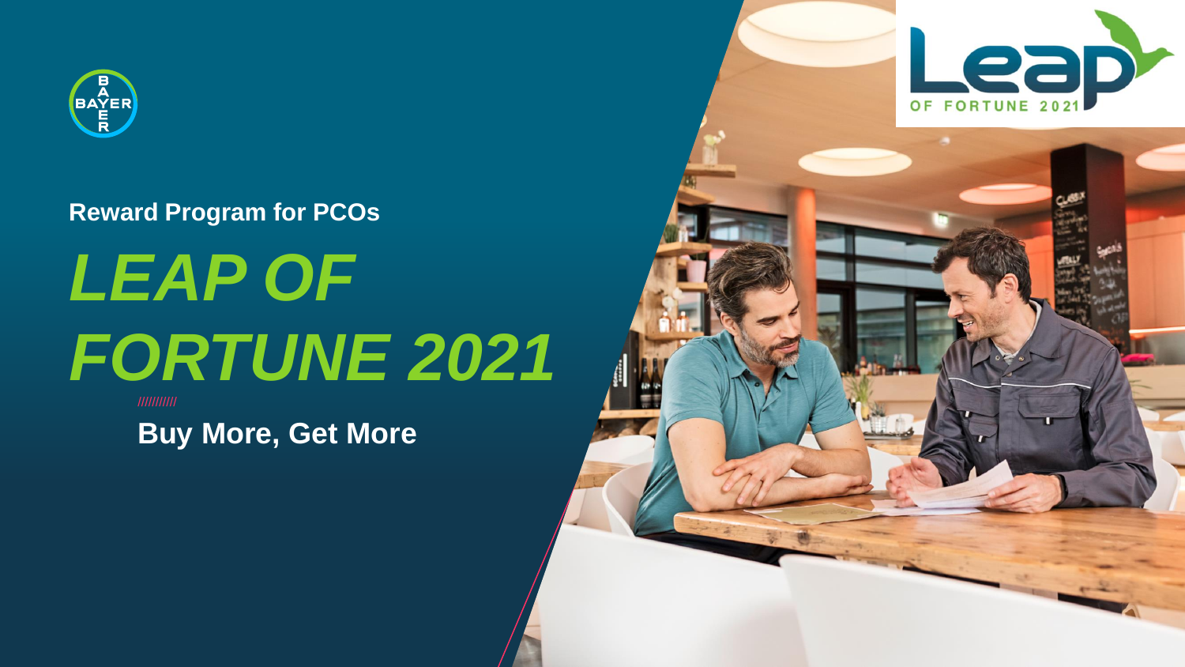Reward Program for PCOs

# *LEAP OF FORTUNE 2021*

**Buy More, Get More**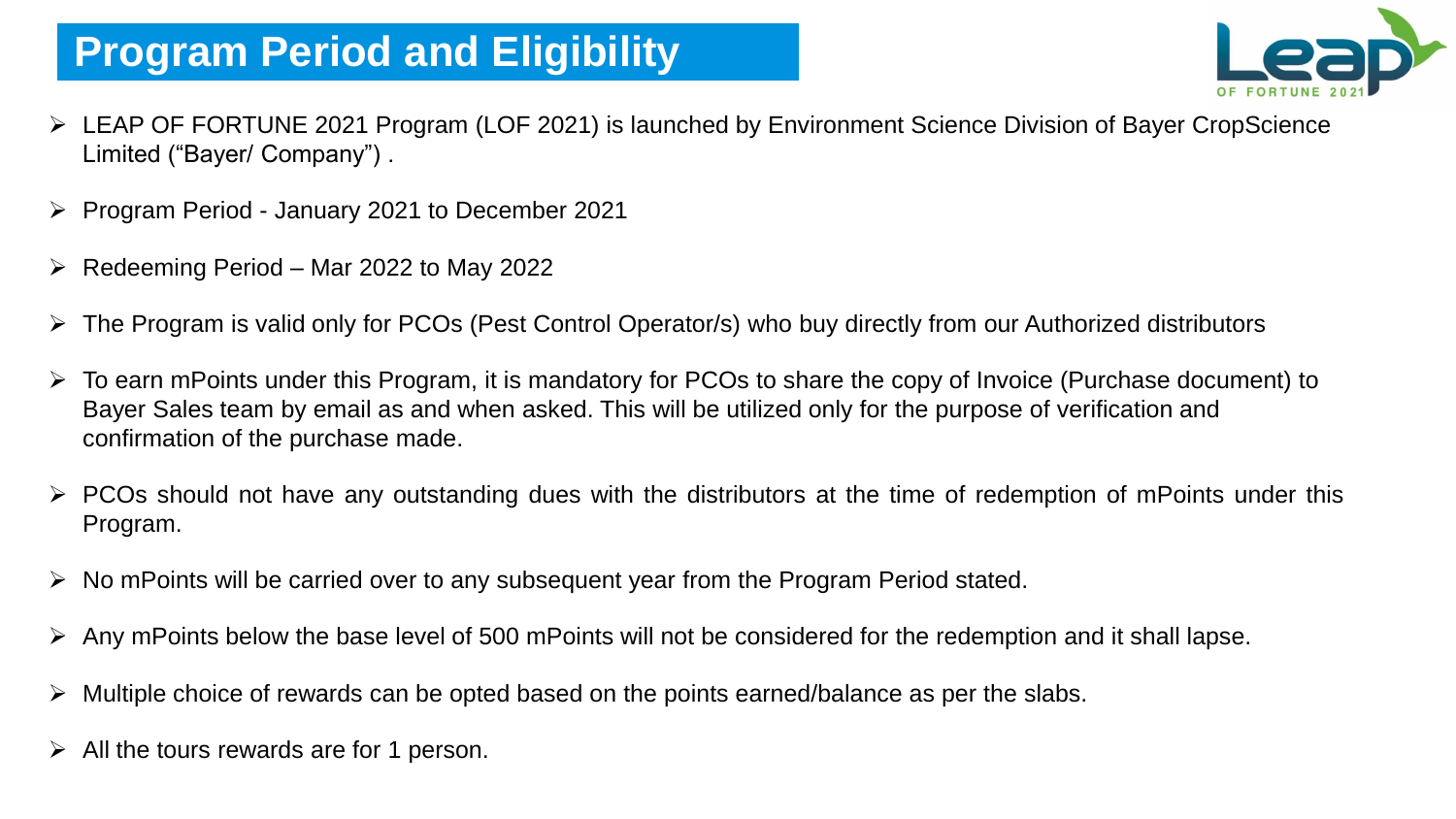# Program Period and Eligibility

- LEAP OF FORTUNE 2021 Program (LOF 2021) is launched by Environment Science Division of Bayer CropScience Limited ("Bayer/ Company") .
- Program Period - January 2021 to December 2021
- Redeeming Period – Mar 2022 to May 2022
- The Program is valid only for PCOs (Pest Control Operator/s) who buy directly from our Authorized distributors
- To earn mPoints under this Program, it is mandatory for PCOs to share the copy of Invoice (Purchase document) to Bayer Sales team by email as and when asked. This will be utilized only for the purpose of verification and confirmation of the purchase made.
- PCOs should not have any outstanding dues with the distributors at the time of redemption of mPoints under this Program.
- No mPoints will be carried over to any subsequent year from the Program Period stated.
- Any mPoints below the base level of 500 mPoints will not be considered for the redemption and it shall lapse.
- Multiple choice of rewards can be opted based on the points earned/balance as per the slabs.
- All the tours rewards are for 1 person.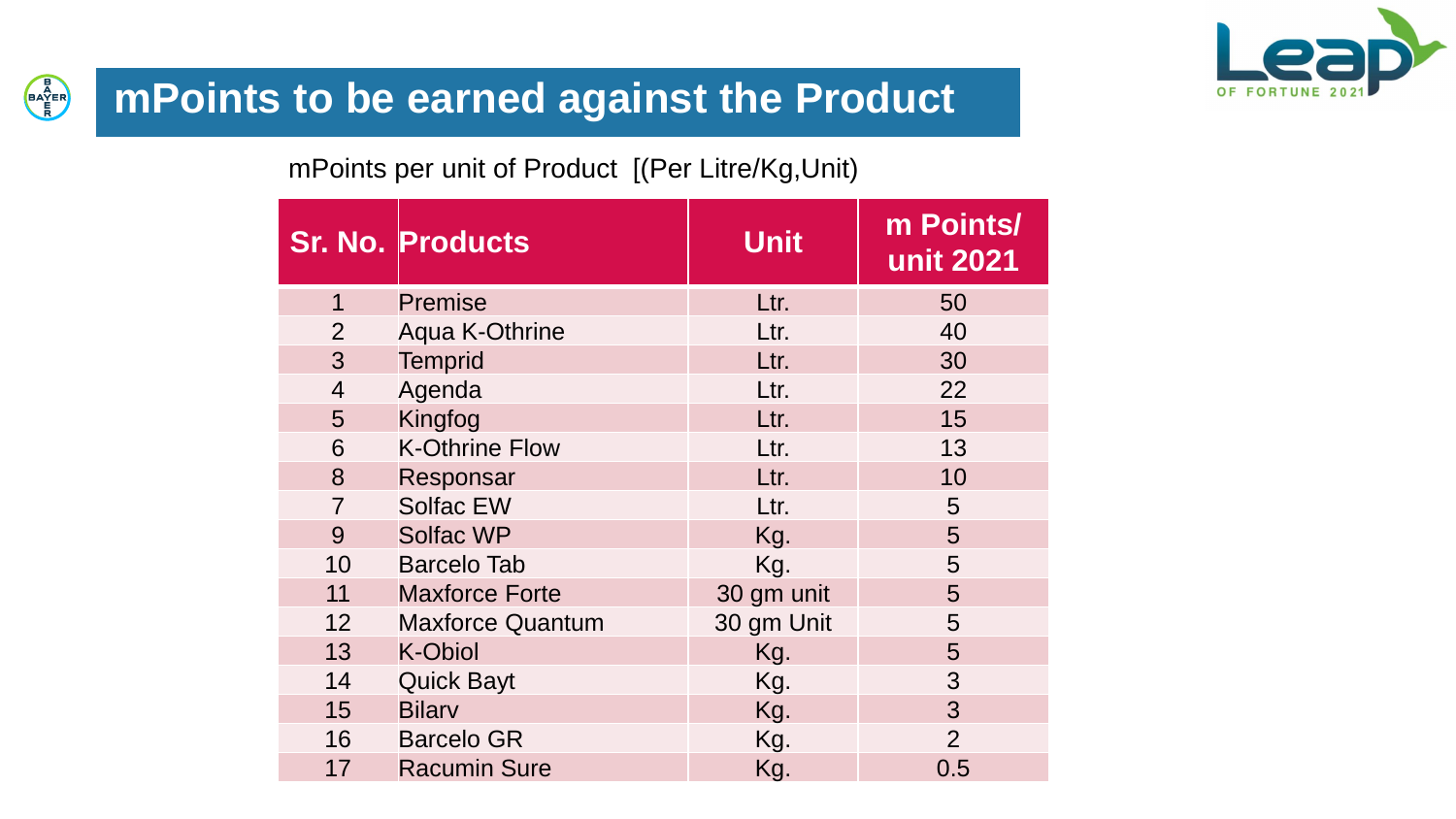# mPoints to be earned against the Product

mPoints per unit of Product  [(Per Litre/Kg,Unit)

| Sr. No. | Products | Unit | m Points/ unit 2021 |
|---|---|---|---|
| 1 | Premise | Ltr. | 50 |
| 2 | Aqua K-Othrine | Ltr. | 40 |
| 3 | Temprid | Ltr. | 30 |
| 4 | Agenda | Ltr. | 22 |
| 5 | Kingfog | Ltr. | 15 |
| 6 | K-Othrine Flow | Ltr. | 13 |
| 8 | Responsar | Ltr. | 10 |
| 7 | Solfac EW | Ltr. | 5 |
| 9 | Solfac WP | Kg. | 5 |
| 10 | Barcelo Tab | Kg. | 5 |
| 11 | Maxforce Forte | 30 gm unit | 5 |
| 12 | Maxforce Quantum | 30 gm Unit | 5 |
| 13 | K-Obiol | Kg. | 5 |
| 14 | Quick Bayt | Kg. | 3 |
| 15 | Bilarv | Kg. | 3 |
| 16 | Barcelo GR | Kg. | 2 |
| 17 | Racumin Sure | Kg. | 0.5 |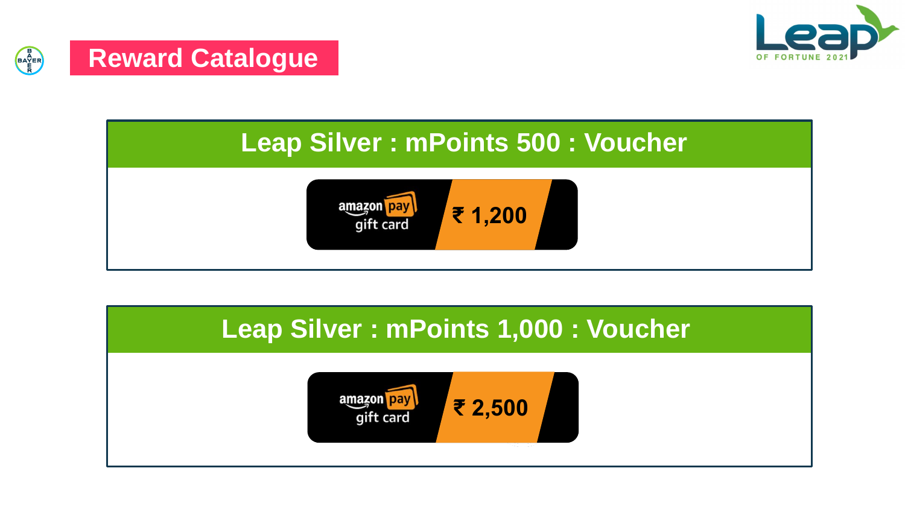# Reward Catalogue

## Leap Silver : mPoints 500 : Voucher

amazon pay gift card ₹ 1,200

## Leap Silver : mPoints 1,000 : Voucher

amazon pay gift card ₹ 2,500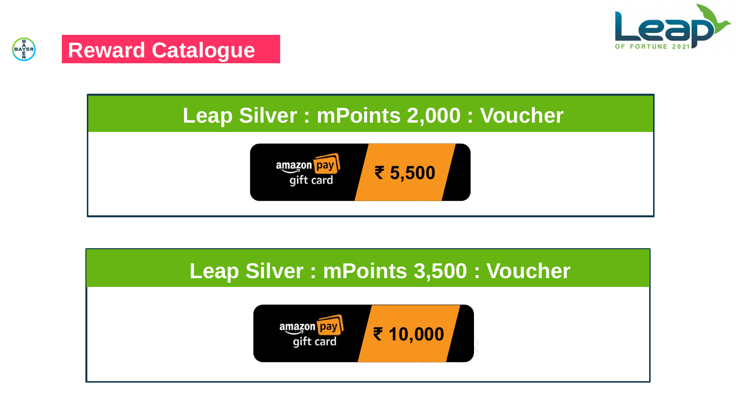# Reward Catalogue

## Leap Silver : mPoints 2,000 : Voucher

amazon pay gift card ₹ 5,500

## Leap Silver : mPoints 3,500 : Voucher

amazon pay gift card ₹ 10,000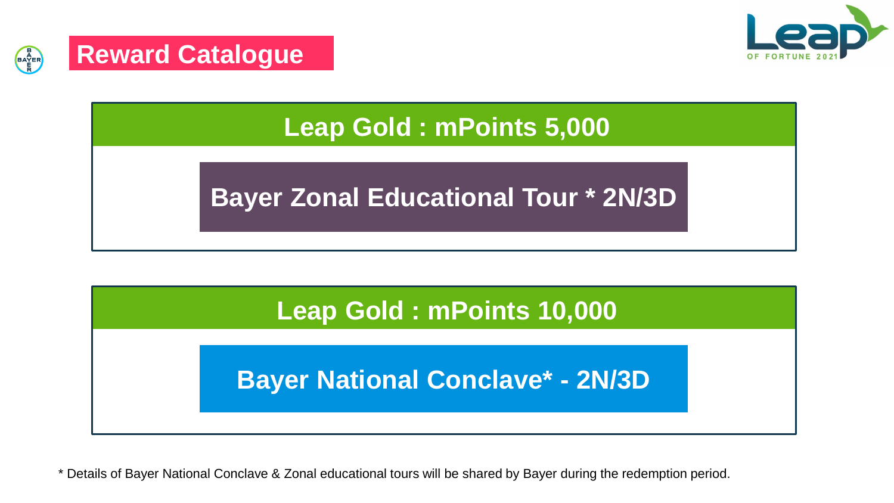# Reward Catalogue

## Leap Gold : mPoints 5,000

**Bayer Zonal Educational Tour * 2N/3D**

## Leap Gold : mPoints 10,000

**Bayer National Conclave* - 2N/3D**

* Details of Bayer National Conclave & Zonal educational tours will be shared by Bayer during the redemption period.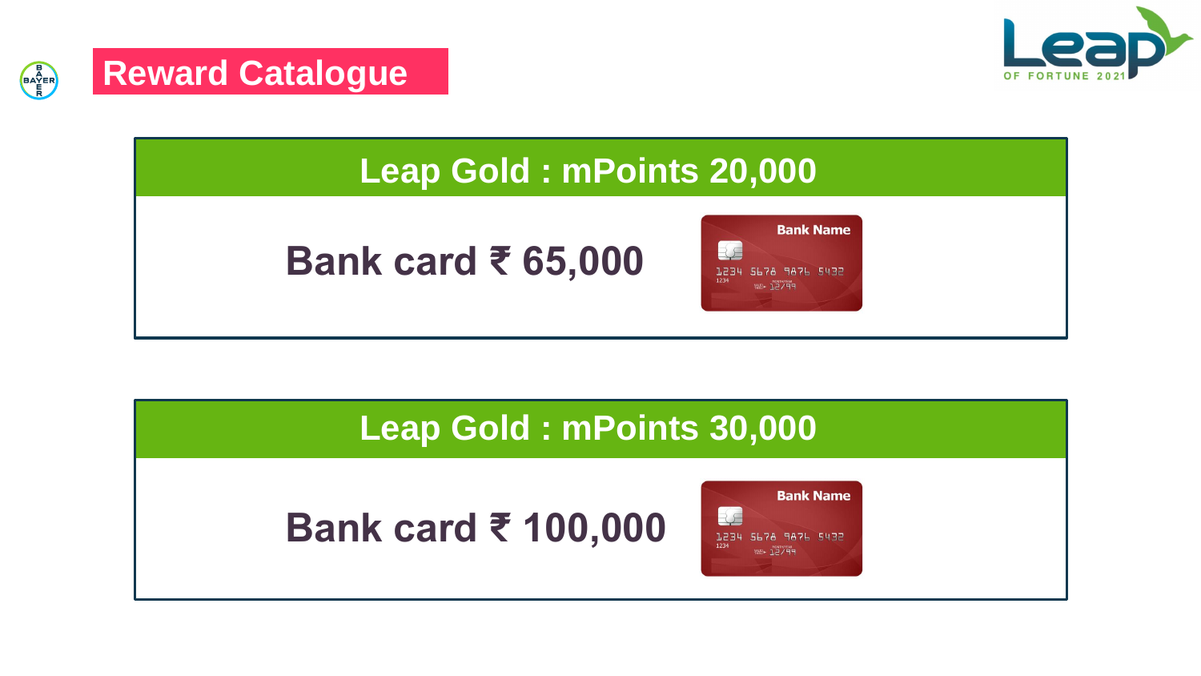# Reward Catalogue

## Leap Gold : mPoints 20,000

**Bank card ₹ 65,000**

## Leap Gold : mPoints 30,000

**Bank card ₹ 100,000**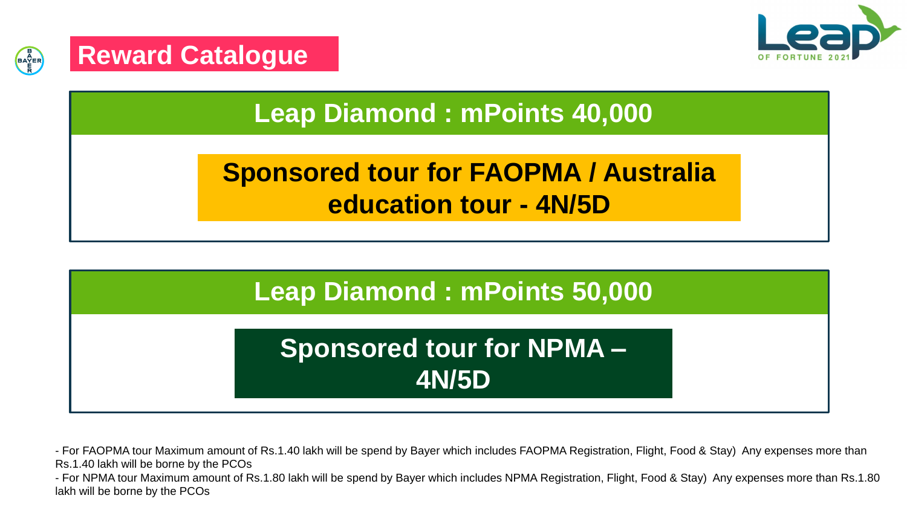# Reward Catalogue

## Leap Diamond : mPoints 40,000

**Sponsored tour for FAOPMA / Australia education tour - 4N/5D**

## Leap Diamond : mPoints 50,000

**Sponsored tour for NPMA – 4N/5D**

- For FAOPMA tour Maximum amount of Rs.1.40 lakh will be spend by Bayer which includes FAOPMA Registration, Flight, Food & Stay) Any expenses more than Rs.1.40 lakh will be borne by the PCOs
- For NPMA tour Maximum amount of Rs.1.80 lakh will be spend by Bayer which includes NPMA Registration, Flight, Food & Stay) Any expenses more than Rs.1.80 lakh will be borne by the PCOs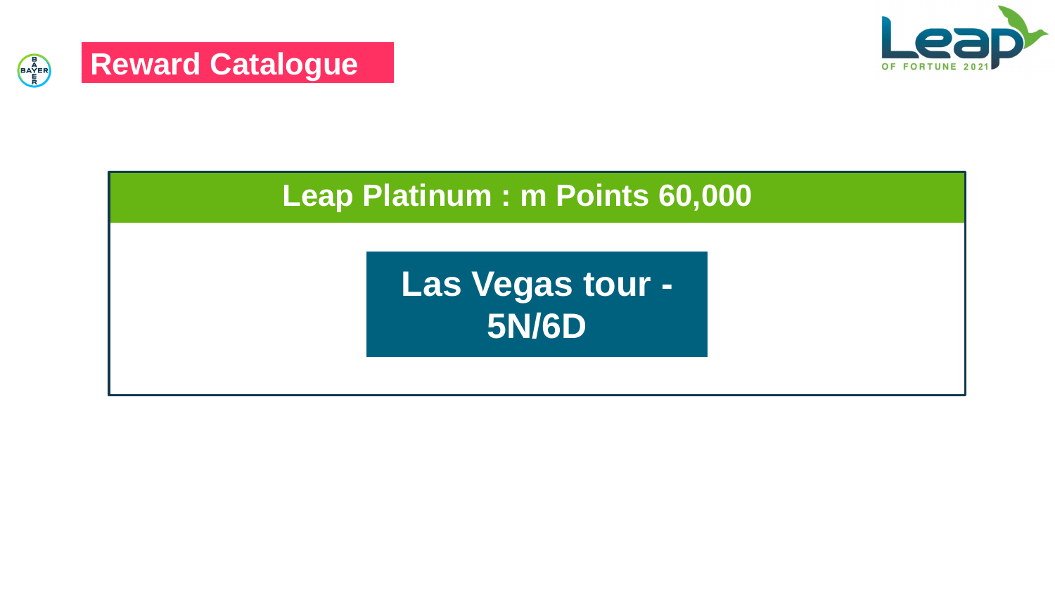# Reward Catalogue

## Leap Platinum : m Points 60,000

**Las Vegas tour - 5N/6D**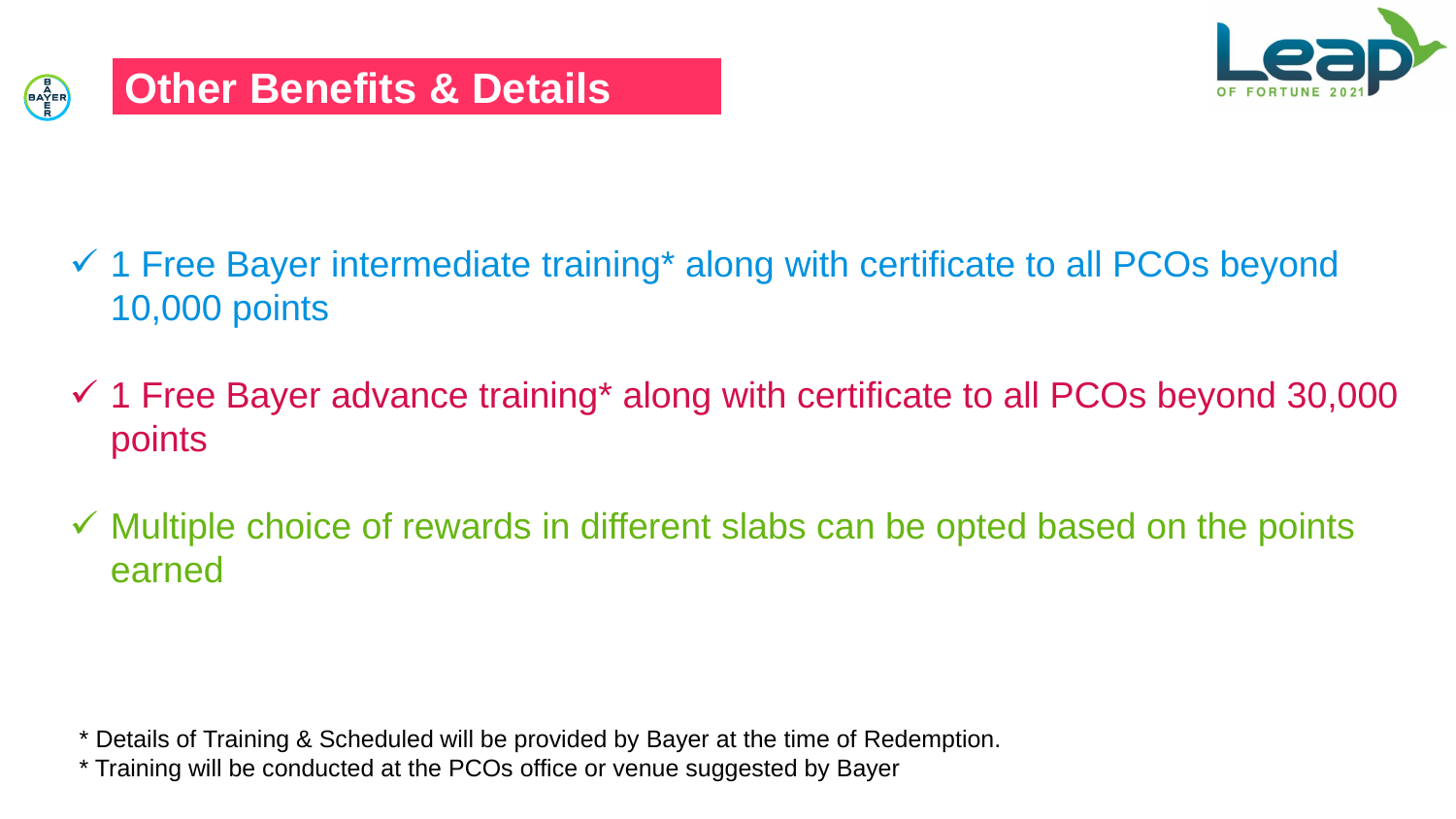# Other Benefits & Details

- ✓ 1 Free Bayer intermediate training* along with certificate to all PCOs beyond 10,000 points
- ✓ 1 Free Bayer advance training* along with certificate to all PCOs beyond 30,000 points
- ✓ Multiple choice of rewards in different slabs can be opted based on the points earned

* Details of Training & Scheduled will be provided by Bayer at the time of Redemption.
* Training will be conducted at the PCOs office or venue suggested by Bayer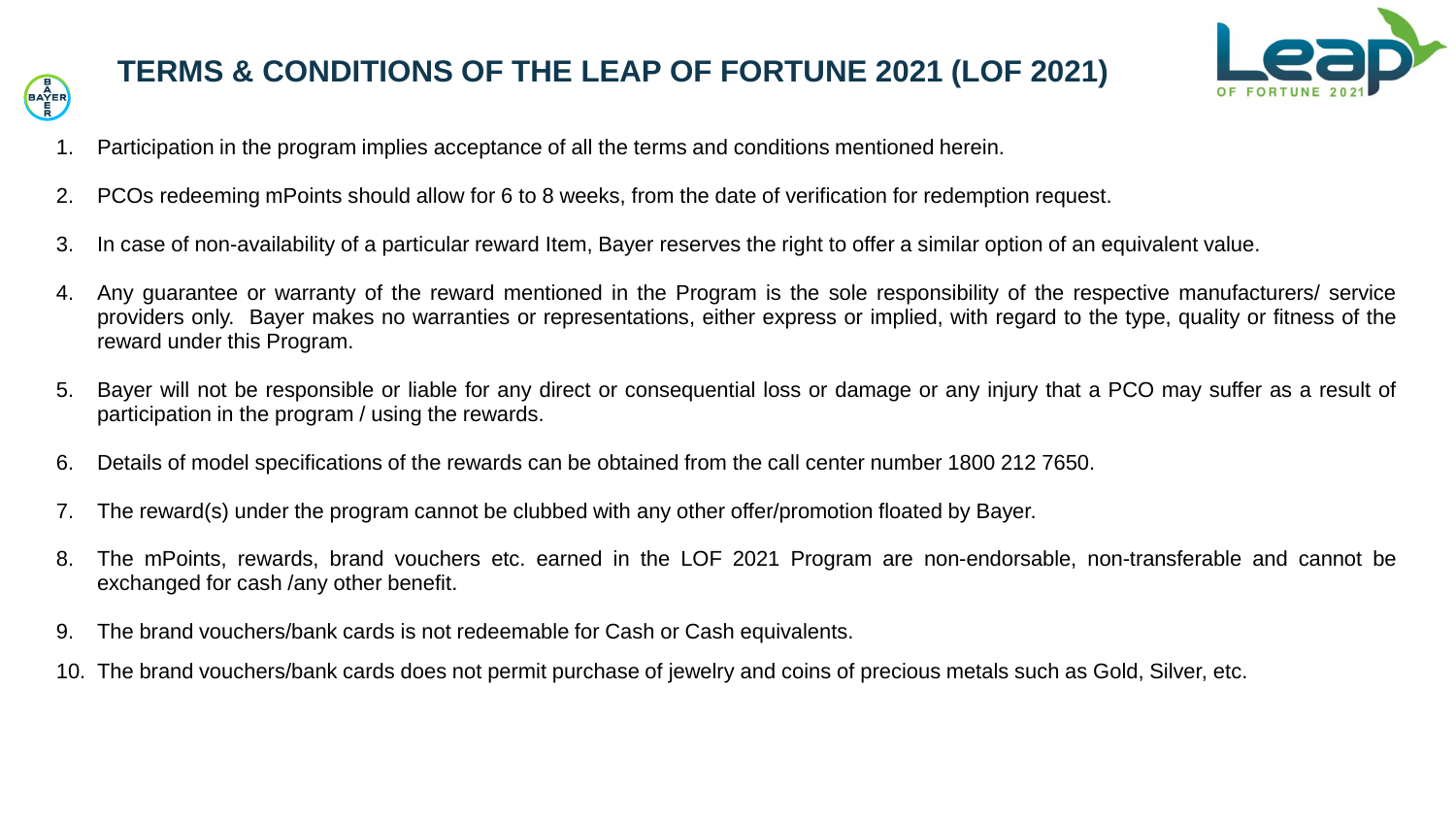# TERMS & CONDITIONS OF THE LEAP OF FORTUNE 2021 (LOF 2021)

1. Participation in the program implies acceptance of all the terms and conditions mentioned herein.
2. PCOs redeeming mPoints should allow for 6 to 8 weeks, from the date of verification for redemption request.
3. In case of non-availability of a particular reward Item, Bayer reserves the right to offer a similar option of an equivalent value.
4. Any guarantee or warranty of the reward mentioned in the Program is the sole responsibility of the respective manufacturers/ service providers only. Bayer makes no warranties or representations, either express or implied, with regard to the type, quality or fitness of the reward under this Program.
5. Bayer will not be responsible or liable for any direct or consequential loss or damage or any injury that a PCO may suffer as a result of participation in the program / using the rewards.
6. Details of model specifications of the rewards can be obtained from the call center number 1800 212 7650.
7. The reward(s) under the program cannot be clubbed with any other offer/promotion floated by Bayer.
8. The mPoints, rewards, brand vouchers etc. earned in the LOF 2021 Program are non-endorsable, non-transferable and cannot be exchanged for cash /any other benefit.
9. The brand vouchers/bank cards is not redeemable for Cash or Cash equivalents.
10. The brand vouchers/bank cards does not permit purchase of jewelry and coins of precious metals such as Gold, Silver, etc.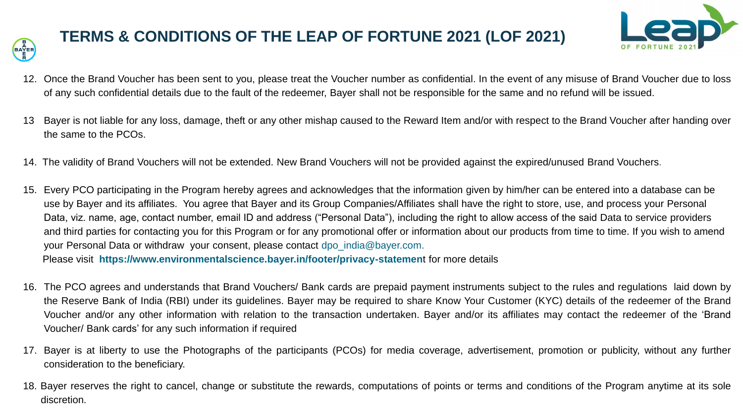# TERMS & CONDITIONS OF THE LEAP OF FORTUNE 2021 (LOF 2021)

12. Once the Brand Voucher has been sent to you, please treat the Voucher number as confidential. In the event of any misuse of Brand Voucher due to loss of any such confidential details due to the fault of the redeemer, Bayer shall not be responsible for the same and no refund will be issued.

13. Bayer is not liable for any loss, damage, theft or any other mishap caused to the Reward Item and/or with respect to the Brand Voucher after handing over the same to the PCOs.

14. The validity of Brand Vouchers will not be extended. New Brand Vouchers will not be provided against the expired/unused Brand Vouchers.

15. Every PCO participating in the Program hereby agrees and acknowledges that the information given by him/her can be entered into a database can be use by Bayer and its affiliates. You agree that Bayer and its Group Companies/Affiliates shall have the right to store, use, and process your Personal Data, viz. name, age, contact number, email ID and address ("Personal Data"), including the right to allow access of the said Data to service providers and third parties for contacting you for this Program or for any promotional offer or information about our products from time to time. If you wish to amend your Personal Data or withdraw your consent, please contact dpo_india@bayer.com.
    Please visit **https://www.environmentalscience.bayer.in/footer/privacy-statement** for more details

16. The PCO agrees and understands that Brand Vouchers/ Bank cards are prepaid payment instruments subject to the rules and regulations laid down by the Reserve Bank of India (RBI) under its guidelines. Bayer may be required to share Know Your Customer (KYC) details of the redeemer of the Brand Voucher and/or any other information with relation to the transaction undertaken. Bayer and/or its affiliates may contact the redeemer of the 'Brand Voucher/ Bank cards' for any such information if required

17. Bayer is at liberty to use the Photographs of the participants (PCOs) for media coverage, advertisement, promotion or publicity, without any further consideration to the beneficiary.

18. Bayer reserves the right to cancel, change or substitute the rewards, computations of points or terms and conditions of the Program anytime at its sole discretion.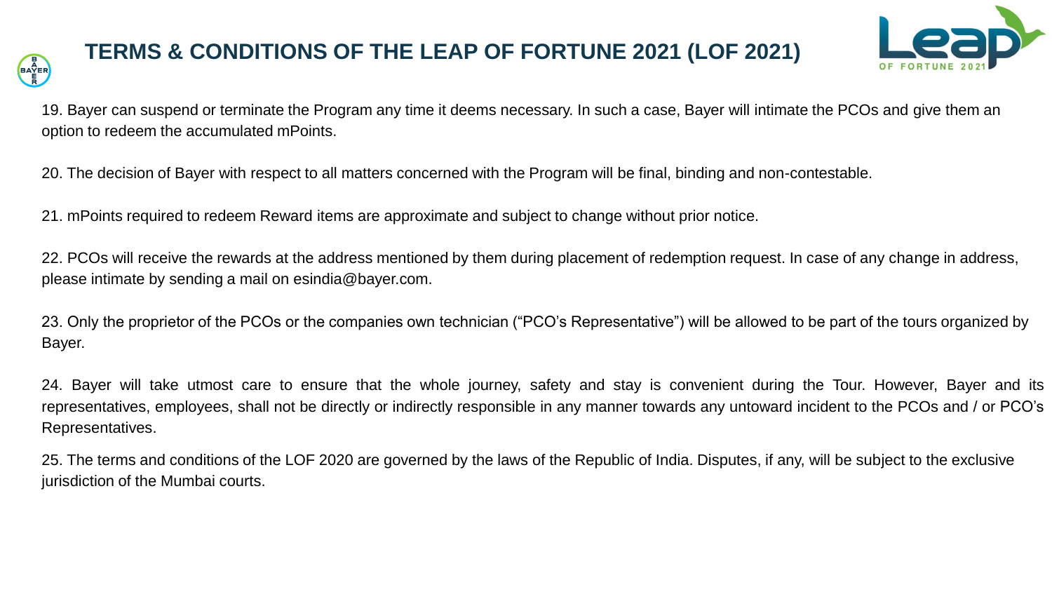# TERMS & CONDITIONS OF THE LEAP OF FORTUNE 2021 (LOF 2021)

19. Bayer can suspend or terminate the Program any time it deems necessary. In such a case, Bayer will intimate the PCOs and give them an option to redeem the accumulated mPoints.

20. The decision of Bayer with respect to all matters concerned with the Program will be final, binding and non-contestable.

21. mPoints required to redeem Reward items are approximate and subject to change without prior notice.

22. PCOs will receive the rewards at the address mentioned by them during placement of redemption request. In case of any change in address, please intimate by sending a mail on esindia@bayer.com.

23. Only the proprietor of the PCOs or the companies own technician ("PCO's Representative") will be allowed to be part of the tours organized by Bayer.

24. Bayer will take utmost care to ensure that the whole journey, safety and stay is convenient during the Tour. However, Bayer and its representatives, employees, shall not be directly or indirectly responsible in any manner towards any untoward incident to the PCOs and / or PCO's Representatives.

25. The terms and conditions of the LOF 2020 are governed by the laws of the Republic of India. Disputes, if any, will be subject to the exclusive jurisdiction of the Mumbai courts.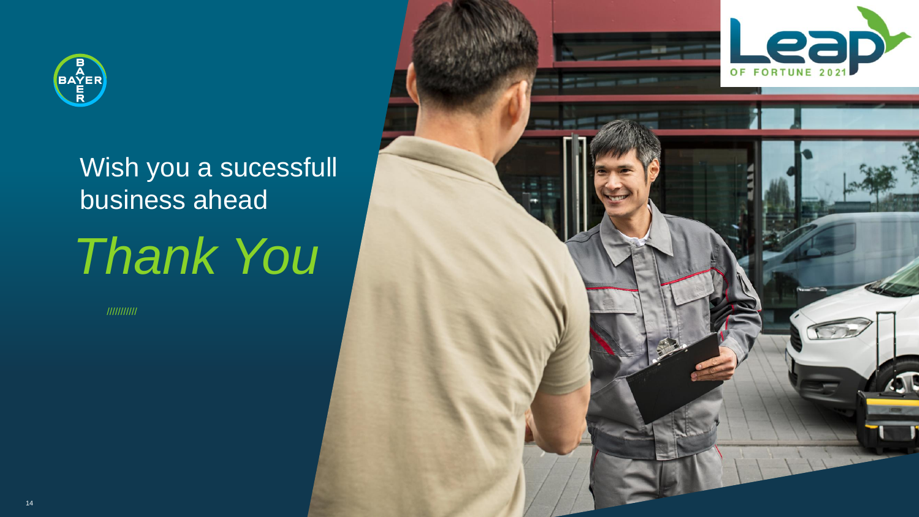Wish you a sucessfull business ahead

*Thank You*

///////////